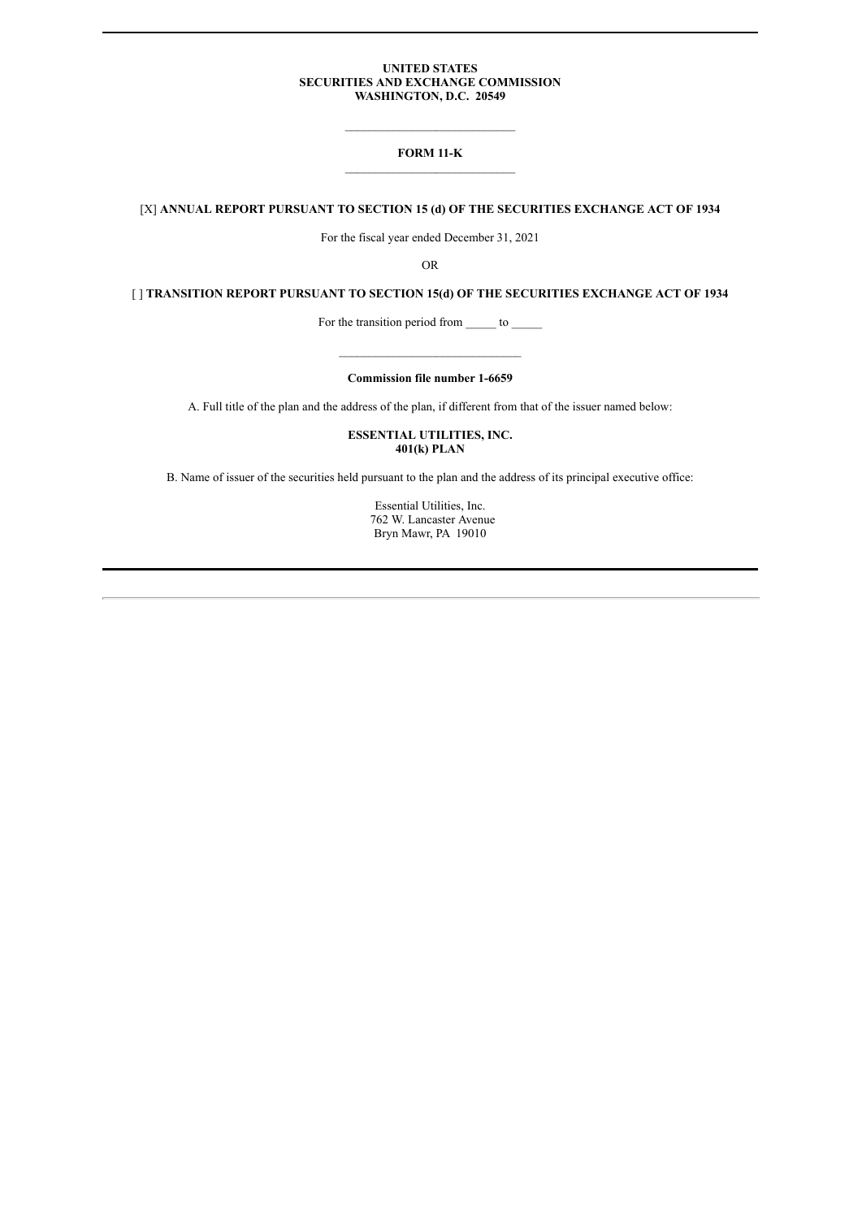**UNITED STATES**
**SECURITIES AND EXCHANGE COMMISSION**
**WASHINGTON, D.C. 20549**

---

**FORM 11-K**

---

[X] **ANNUAL REPORT PURSUANT TO SECTION 15 (d) OF THE SECURITIES EXCHANGE ACT OF 1934**

For the fiscal year ended December 31, 2021

OR

[ ] **TRANSITION REPORT PURSUANT TO SECTION 15(d) OF THE SECURITIES EXCHANGE ACT OF 1934**

For the transition period from _____ to _____

---

**Commission file number 1-6659**

A. Full title of the plan and the address of the plan, if different from that of the issuer named below:

**ESSENTIAL UTILITIES, INC.**
**401(k) PLAN**

B. Name of issuer of the securities held pursuant to the plan and the address of its principal executive office:

Essential Utilities, Inc.
762 W. Lancaster Avenue
Bryn Mawr, PA 19010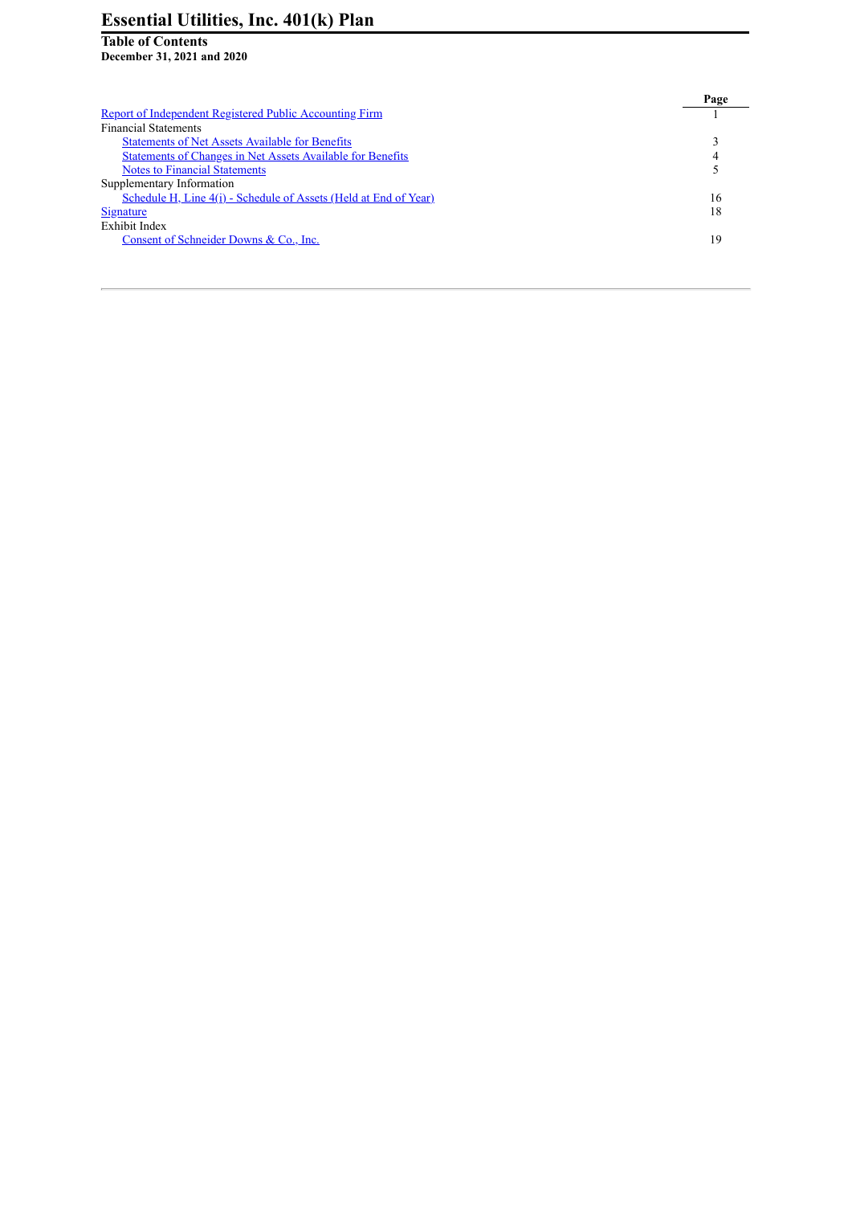# Essential Utilities, Inc. 401(k) Plan

**Table of Contents**
**December 31, 2021 and 2020**

| | Page |
|---|---|
| Report of Independent Registered Public Accounting Firm | 1 |
| Financial Statements | |
| Statements of Net Assets Available for Benefits | 3 |
| Statements of Changes in Net Assets Available for Benefits | 4 |
| Notes to Financial Statements | 5 |
| Supplementary Information | |
| Schedule H, Line 4(i) - Schedule of Assets (Held at End of Year) | 16 |
| Signature | 18 |
| Exhibit Index | |
| Consent of Schneider Downs & Co., Inc. | 19 |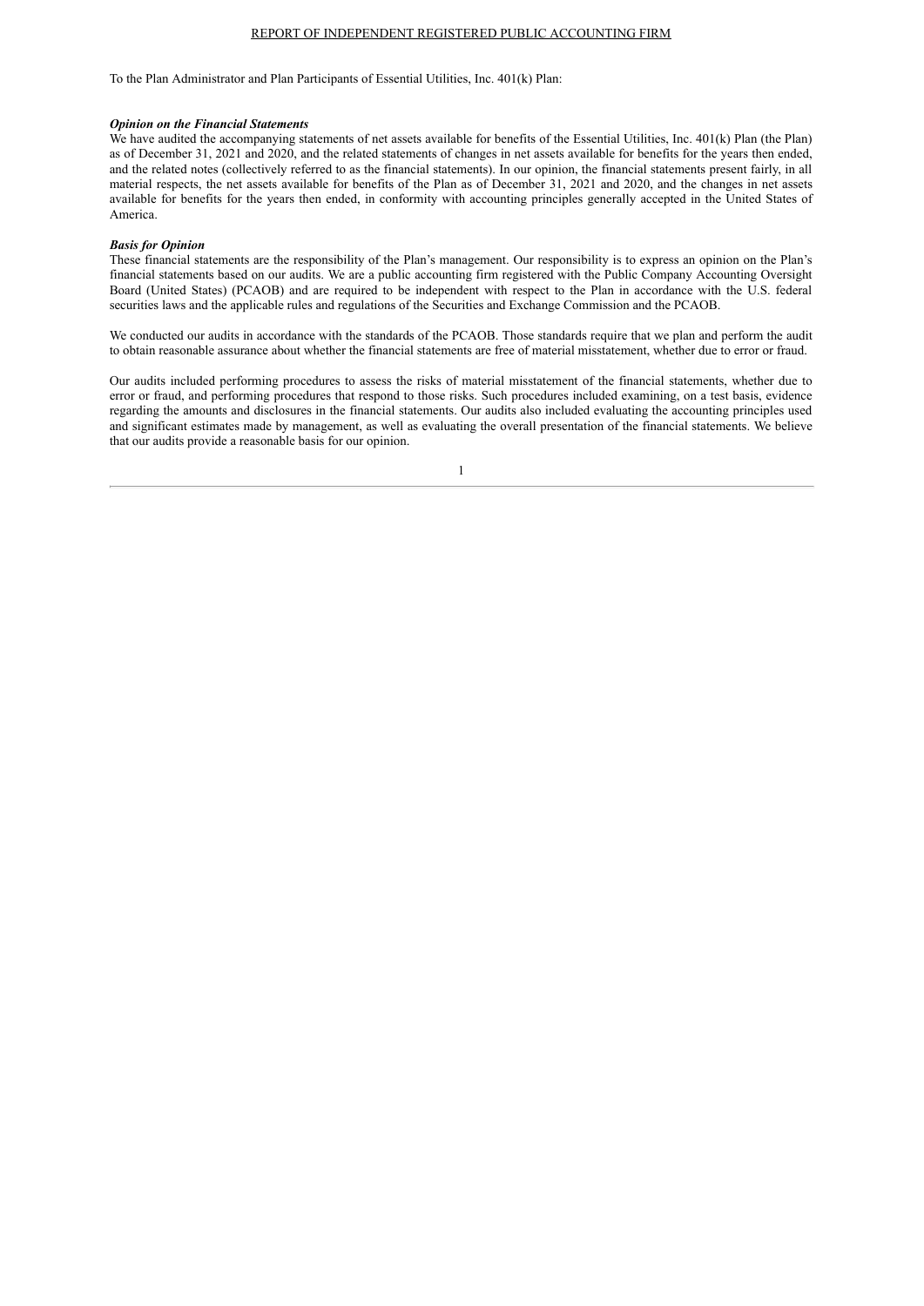# REPORT OF INDEPENDENT REGISTERED PUBLIC ACCOUNTING FIRM

To the Plan Administrator and Plan Participants of Essential Utilities, Inc. 401(k) Plan:

***Opinion on the Financial Statements***

We have audited the accompanying statements of net assets available for benefits of the Essential Utilities, Inc. 401(k) Plan (the Plan) as of December 31, 2021 and 2020, and the related statements of changes in net assets available for benefits for the years then ended, and the related notes (collectively referred to as the financial statements). In our opinion, the financial statements present fairly, in all material respects, the net assets available for benefits of the Plan as of December 31, 2021 and 2020, and the changes in net assets available for benefits for the years then ended, in conformity with accounting principles generally accepted in the United States of America.

***Basis for Opinion***

These financial statements are the responsibility of the Plan's management. Our responsibility is to express an opinion on the Plan's financial statements based on our audits. We are a public accounting firm registered with the Public Company Accounting Oversight Board (United States) (PCAOB) and are required to be independent with respect to the Plan in accordance with the U.S. federal securities laws and the applicable rules and regulations of the Securities and Exchange Commission and the PCAOB.

We conducted our audits in accordance with the standards of the PCAOB. Those standards require that we plan and perform the audit to obtain reasonable assurance about whether the financial statements are free of material misstatement, whether due to error or fraud.

Our audits included performing procedures to assess the risks of material misstatement of the financial statements, whether due to error or fraud, and performing procedures that respond to those risks. Such procedures included examining, on a test basis, evidence regarding the amounts and disclosures in the financial statements. Our audits also included evaluating the accounting principles used and significant estimates made by management, as well as evaluating the overall presentation of the financial statements. We believe that our audits provide a reasonable basis for our opinion.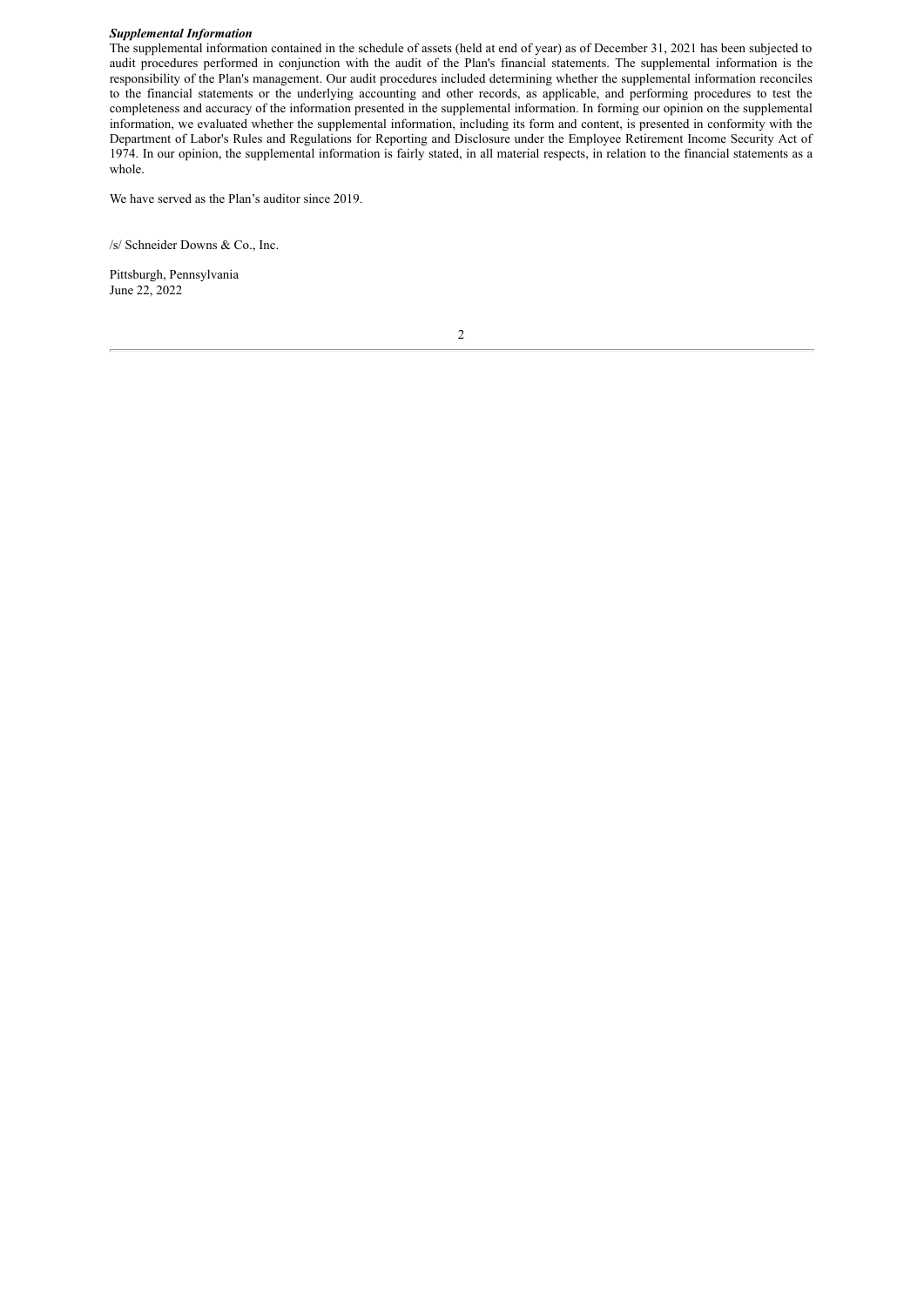***Supplemental Information***

The supplemental information contained in the schedule of assets (held at end of year) as of December 31, 2021 has been subjected to audit procedures performed in conjunction with the audit of the Plan's financial statements. The supplemental information is the responsibility of the Plan's management. Our audit procedures included determining whether the supplemental information reconciles to the financial statements or the underlying accounting and other records, as applicable, and performing procedures to test the completeness and accuracy of the information presented in the supplemental information. In forming our opinion on the supplemental information, we evaluated whether the supplemental information, including its form and content, is presented in conformity with the Department of Labor's Rules and Regulations for Reporting and Disclosure under the Employee Retirement Income Security Act of 1974. In our opinion, the supplemental information is fairly stated, in all material respects, in relation to the financial statements as a whole.

We have served as the Plan’s auditor since 2019.

/s/ Schneider Downs & Co., Inc.

Pittsburgh, Pennsylvania
June 22, 2022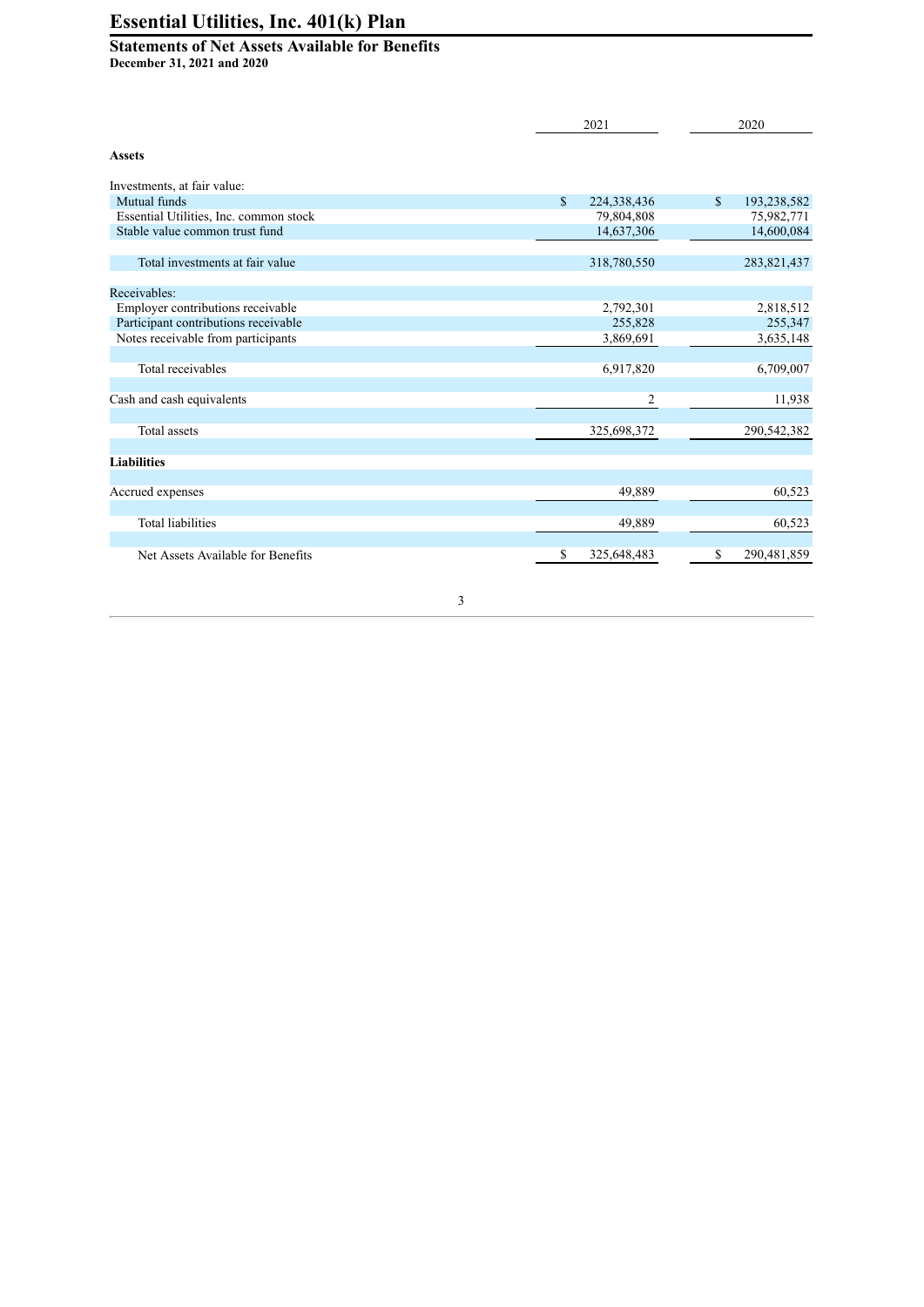# Essential Utilities, Inc. 401(k) Plan

## Statements of Net Assets Available for Benefits

**December 31, 2021 and 2020**

| | 2021 | 2020 |
|---|---|---|
| **Assets** | | |
| Investments, at fair value: | | |
| Mutual funds | $ 224,338,436 | $ 193,238,582 |
| Essential Utilities, Inc. common stock | 79,804,808 | 75,982,771 |
| Stable value common trust fund | 14,637,306 | 14,600,084 |
| Total investments at fair value | 318,780,550 | 283,821,437 |
| Receivables: | | |
| Employer contributions receivable | 2,792,301 | 2,818,512 |
| Participant contributions receivable | 255,828 | 255,347 |
| Notes receivable from participants | 3,869,691 | 3,635,148 |
| Total receivables | 6,917,820 | 6,709,007 |
| Cash and cash equivalents | 2 | 11,938 |
| Total assets | 325,698,372 | 290,542,382 |
| **Liabilities** | | |
| Accrued expenses | 49,889 | 60,523 |
| Total liabilities | 49,889 | 60,523 |
| Net Assets Available for Benefits | $ 325,648,483 | $ 290,481,859 |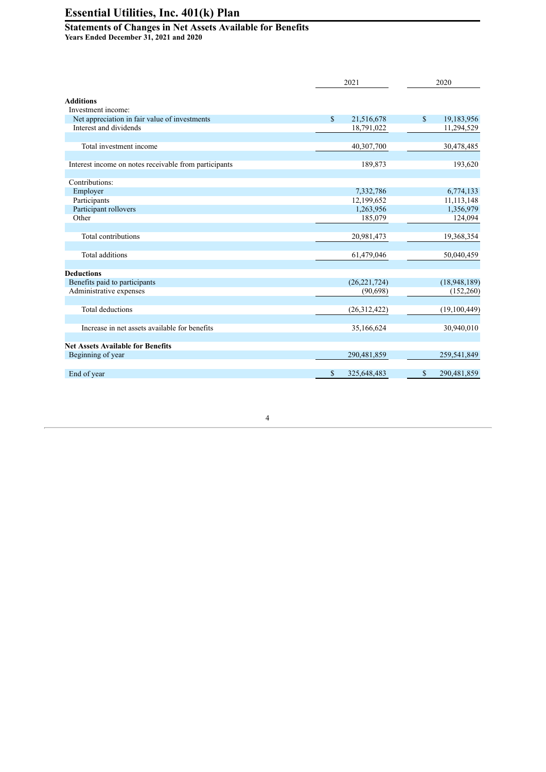# Essential Utilities, Inc. 401(k) Plan

## Statements of Changes in Net Assets Available for Benefits

**Years Ended December 31, 2021 and 2020**

| | 2021 | 2020 |
|---|---|---|
| **Additions** | | |
| Investment income: | | |
| Net appreciation in fair value of investments | $ 21,516,678 | $ 19,183,956 |
| Interest and dividends | 18,791,022 | 11,294,529 |
| Total investment income | 40,307,700 | 30,478,485 |
| Interest income on notes receivable from participants | 189,873 | 193,620 |
| Contributions: | | |
| Employer | 7,332,786 | 6,774,133 |
| Participants | 12,199,652 | 11,113,148 |
| Participant rollovers | 1,263,956 | 1,356,979 |
| Other | 185,079 | 124,094 |
| Total contributions | 20,981,473 | 19,368,354 |
| Total additions | 61,479,046 | 50,040,459 |
| **Deductions** | | |
| Benefits paid to participants | (26,221,724) | (18,948,189) |
| Administrative expenses | (90,698) | (152,260) |
| Total deductions | (26,312,422) | (19,100,449) |
| Increase in net assets available for benefits | 35,166,624 | 30,940,010 |
| **Net Assets Available for Benefits** | | |
| Beginning of year | 290,481,859 | 259,541,849 |
| End of year | $ 325,648,483 | $ 290,481,859 |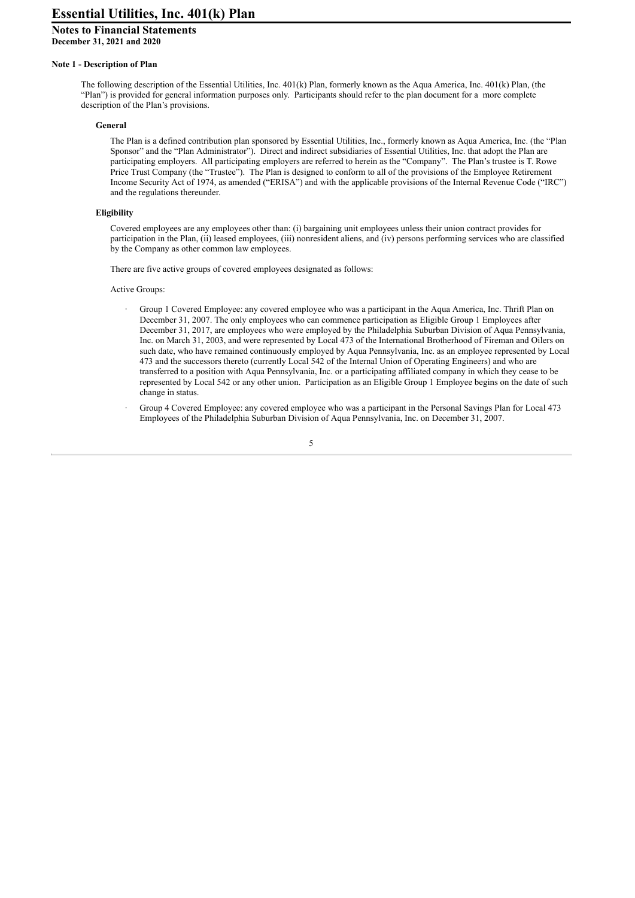## Note 1 - Description of Plan

The following description of the Essential Utilities, Inc. 401(k) Plan, formerly known as the Aqua America, Inc. 401(k) Plan, (the "Plan") is provided for general information purposes only. Participants should refer to the plan document for a more complete description of the Plan's provisions.

### General

The Plan is a defined contribution plan sponsored by Essential Utilities, Inc., formerly known as Aqua America, Inc. (the "Plan Sponsor" and the "Plan Administrator"). Direct and indirect subsidiaries of Essential Utilities, Inc. that adopt the Plan are participating employers. All participating employers are referred to herein as the "Company". The Plan's trustee is T. Rowe Price Trust Company (the "Trustee"). The Plan is designed to conform to all of the provisions of the Employee Retirement Income Security Act of 1974, as amended ("ERISA") and with the applicable provisions of the Internal Revenue Code ("IRC") and the regulations thereunder.

### Eligibility

Covered employees are any employees other than: (i) bargaining unit employees unless their union contract provides for participation in the Plan, (ii) leased employees, (iii) nonresident aliens, and (iv) persons performing services who are classified by the Company as other common law employees.

There are five active groups of covered employees designated as follows:

Active Groups:

- Group 1 Covered Employee: any covered employee who was a participant in the Aqua America, Inc. Thrift Plan on December 31, 2007. The only employees who can commence participation as Eligible Group 1 Employees after December 31, 2017, are employees who were employed by the Philadelphia Suburban Division of Aqua Pennsylvania, Inc. on March 31, 2003, and were represented by Local 473 of the International Brotherhood of Fireman and Oilers on such date, who have remained continuously employed by Aqua Pennsylvania, Inc. as an employee represented by Local 473 and the successors thereto (currently Local 542 of the Internal Union of Operating Engineers) and who are transferred to a position with Aqua Pennsylvania, Inc. or a participating affiliated company in which they cease to be represented by Local 542 or any other union. Participation as an Eligible Group 1 Employee begins on the date of such change in status.
- Group 4 Covered Employee: any covered employee who was a participant in the Personal Savings Plan for Local 473 Employees of the Philadelphia Suburban Division of Aqua Pennsylvania, Inc. on December 31, 2007.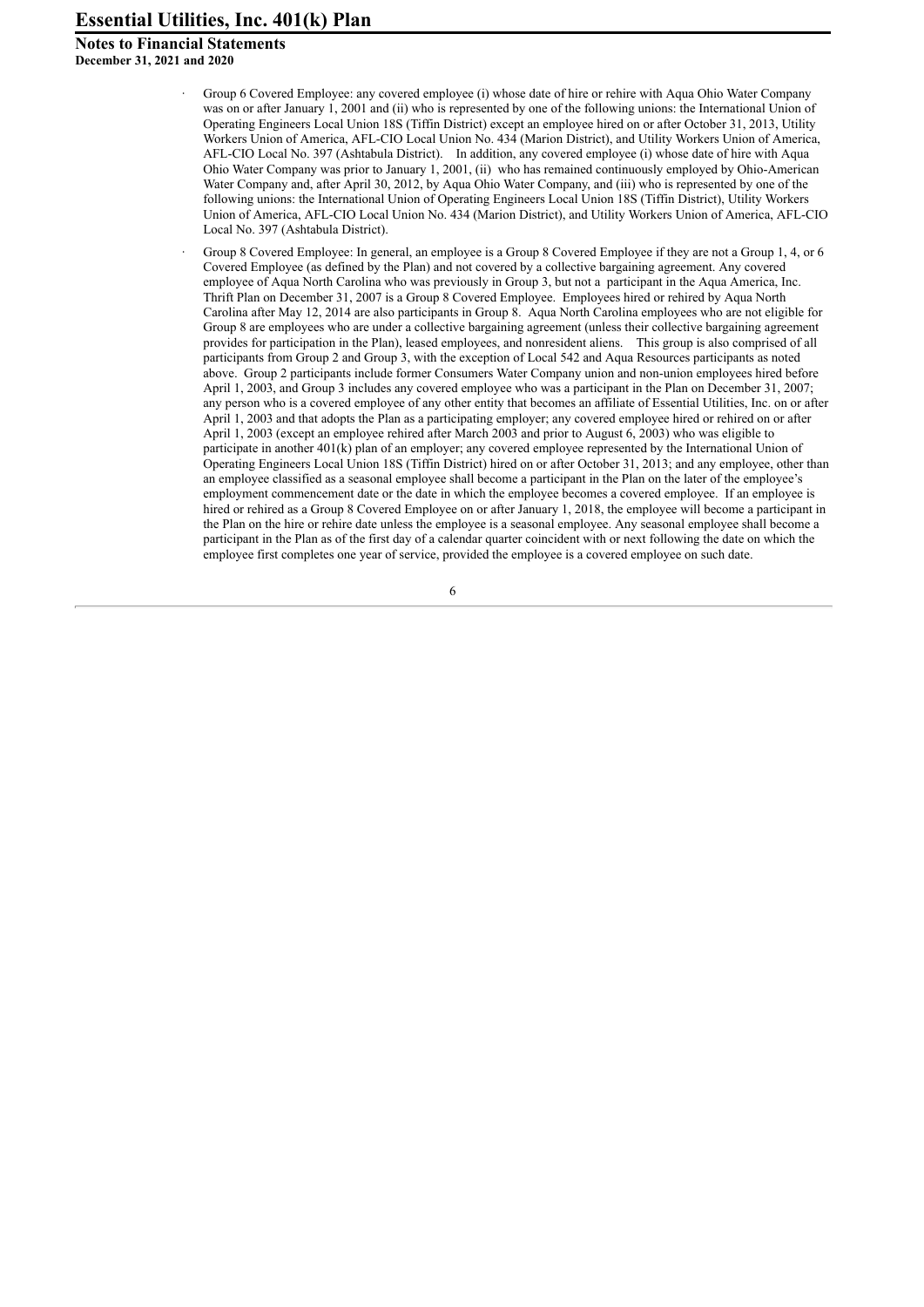- Group 6 Covered Employee: any covered employee (i) whose date of hire or rehire with Aqua Ohio Water Company was on or after January 1, 2001 and (ii) who is represented by one of the following unions: the International Union of Operating Engineers Local Union 18S (Tiffin District) except an employee hired on or after October 31, 2013, Utility Workers Union of America, AFL-CIO Local Union No. 434 (Marion District), and Utility Workers Union of America, AFL-CIO Local No. 397 (Ashtabula District). In addition, any covered employee (i) whose date of hire with Aqua Ohio Water Company was prior to January 1, 2001, (ii) who has remained continuously employed by Ohio-American Water Company and, after April 30, 2012, by Aqua Ohio Water Company, and (iii) who is represented by one of the following unions: the International Union of Operating Engineers Local Union 18S (Tiffin District), Utility Workers Union of America, AFL-CIO Local Union No. 434 (Marion District), and Utility Workers Union of America, AFL-CIO Local No. 397 (Ashtabula District).

- Group 8 Covered Employee: In general, an employee is a Group 8 Covered Employee if they are not a Group 1, 4, or 6 Covered Employee (as defined by the Plan) and not covered by a collective bargaining agreement. Any covered employee of Aqua North Carolina who was previously in Group 3, but not a participant in the Aqua America, Inc. Thrift Plan on December 31, 2007 is a Group 8 Covered Employee. Employees hired or rehired by Aqua North Carolina after May 12, 2014 are also participants in Group 8. Aqua North Carolina employees who are not eligible for Group 8 are employees who are under a collective bargaining agreement (unless their collective bargaining agreement provides for participation in the Plan), leased employees, and nonresident aliens. This group is also comprised of all participants from Group 2 and Group 3, with the exception of Local 542 and Aqua Resources participants as noted above. Group 2 participants include former Consumers Water Company union and non-union employees hired before April 1, 2003, and Group 3 includes any covered employee who was a participant in the Plan on December 31, 2007; any person who is a covered employee of any other entity that becomes an affiliate of Essential Utilities, Inc. on or after April 1, 2003 and that adopts the Plan as a participating employer; any covered employee hired or rehired on or after April 1, 2003 (except an employee rehired after March 2003 and prior to August 6, 2003) who was eligible to participate in another 401(k) plan of an employer; any covered employee represented by the International Union of Operating Engineers Local Union 18S (Tiffin District) hired on or after October 31, 2013; and any employee, other than an employee classified as a seasonal employee shall become a participant in the Plan on the later of the employee's employment commencement date or the date in which the employee becomes a covered employee. If an employee is hired or rehired as a Group 8 Covered Employee on or after January 1, 2018, the employee will become a participant in the Plan on the hire or rehire date unless the employee is a seasonal employee. Any seasonal employee shall become a participant in the Plan as of the first day of a calendar quarter coincident with or next following the date on which the employee first completes one year of service, provided the employee is a covered employee on such date.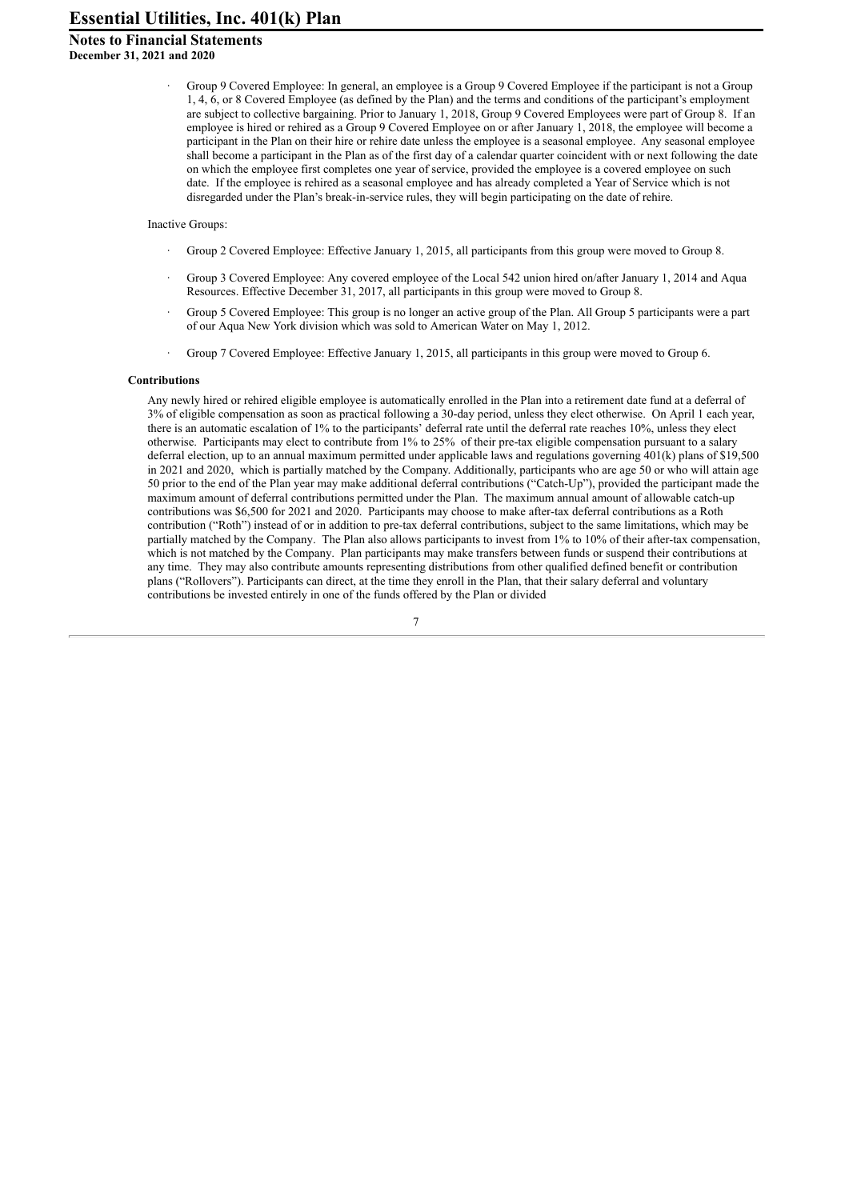- Group 9 Covered Employee: In general, an employee is a Group 9 Covered Employee if the participant is not a Group 1, 4, 6, or 8 Covered Employee (as defined by the Plan) and the terms and conditions of the participant's employment are subject to collective bargaining. Prior to January 1, 2018, Group 9 Covered Employees were part of Group 8. If an employee is hired or rehired as a Group 9 Covered Employee on or after January 1, 2018, the employee will become a participant in the Plan on their hire or rehire date unless the employee is a seasonal employee. Any seasonal employee shall become a participant in the Plan as of the first day of a calendar quarter coincident with or next following the date on which the employee first completes one year of service, provided the employee is a covered employee on such date. If the employee is rehired as a seasonal employee and has already completed a Year of Service which is not disregarded under the Plan's break-in-service rules, they will begin participating on the date of rehire.

Inactive Groups:

- Group 2 Covered Employee: Effective January 1, 2015, all participants from this group were moved to Group 8.
- Group 3 Covered Employee: Any covered employee of the Local 542 union hired on/after January 1, 2014 and Aqua Resources. Effective December 31, 2017, all participants in this group were moved to Group 8.
- Group 5 Covered Employee: This group is no longer an active group of the Plan. All Group 5 participants were a part of our Aqua New York division which was sold to American Water on May 1, 2012.
- Group 7 Covered Employee: Effective January 1, 2015, all participants in this group were moved to Group 6.

**Contributions**

Any newly hired or rehired eligible employee is automatically enrolled in the Plan into a retirement date fund at a deferral of 3% of eligible compensation as soon as practical following a 30-day period, unless they elect otherwise. On April 1 each year, there is an automatic escalation of 1% to the participants' deferral rate until the deferral rate reaches 10%, unless they elect otherwise. Participants may elect to contribute from 1% to 25% of their pre-tax eligible compensation pursuant to a salary deferral election, up to an annual maximum permitted under applicable laws and regulations governing 401(k) plans of $19,500 in 2021 and 2020, which is partially matched by the Company. Additionally, participants who are age 50 or who will attain age 50 prior to the end of the Plan year may make additional deferral contributions ("Catch-Up"), provided the participant made the maximum amount of deferral contributions permitted under the Plan. The maximum annual amount of allowable catch-up contributions was $6,500 for 2021 and 2020. Participants may choose to make after-tax deferral contributions as a Roth contribution ("Roth") instead of or in addition to pre-tax deferral contributions, subject to the same limitations, which may be partially matched by the Company. The Plan also allows participants to invest from 1% to 10% of their after-tax compensation, which is not matched by the Company. Plan participants may make transfers between funds or suspend their contributions at any time. They may also contribute amounts representing distributions from other qualified defined benefit or contribution plans ("Rollovers"). Participants can direct, at the time they enroll in the Plan, that their salary deferral and voluntary contributions be invested entirely in one of the funds offered by the Plan or divided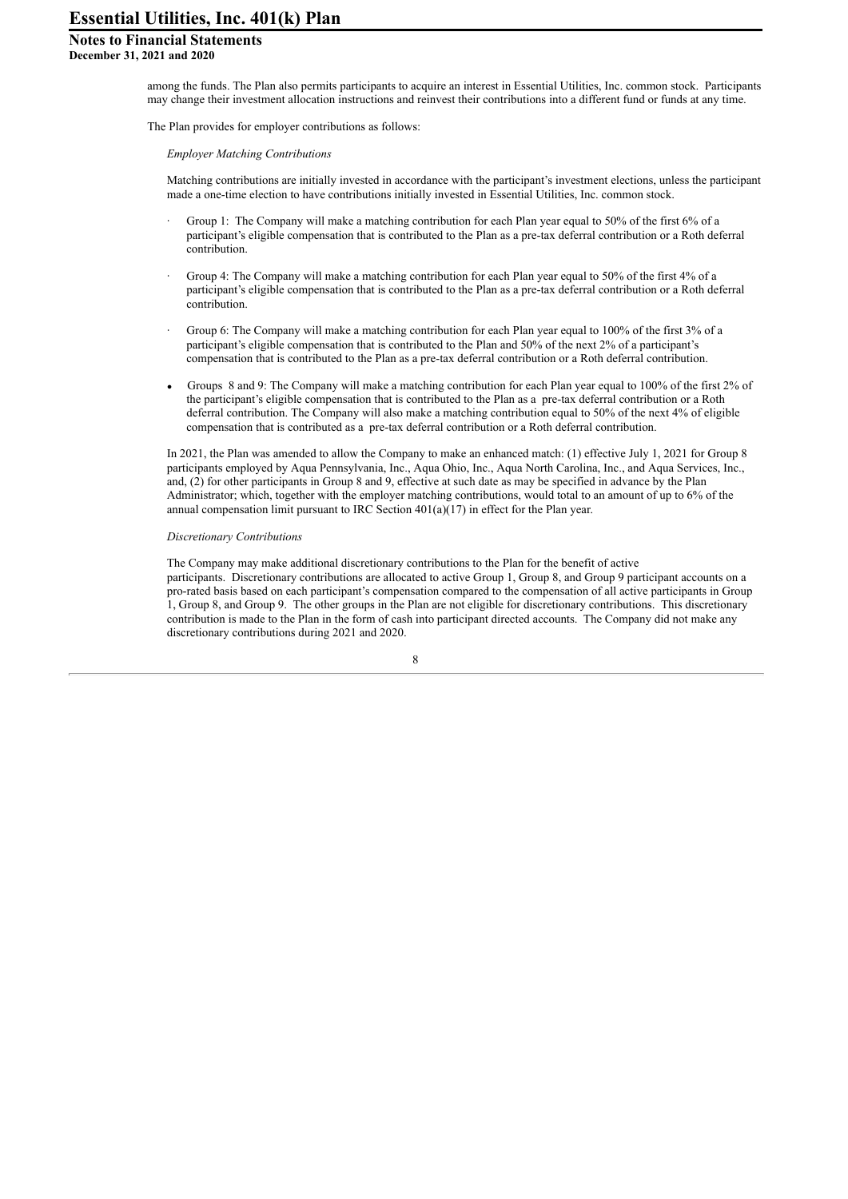among the funds. The Plan also permits participants to acquire an interest in Essential Utilities, Inc. common stock. Participants may change their investment allocation instructions and reinvest their contributions into a different fund or funds at any time.

The Plan provides for employer contributions as follows:

*Employer Matching Contributions*

Matching contributions are initially invested in accordance with the participant's investment elections, unless the participant made a one-time election to have contributions initially invested in Essential Utilities, Inc. common stock.

- Group 1: The Company will make a matching contribution for each Plan year equal to 50% of the first 6% of a participant's eligible compensation that is contributed to the Plan as a pre-tax deferral contribution or a Roth deferral contribution.
- Group 4: The Company will make a matching contribution for each Plan year equal to 50% of the first 4% of a participant's eligible compensation that is contributed to the Plan as a pre-tax deferral contribution or a Roth deferral contribution.
- Group 6: The Company will make a matching contribution for each Plan year equal to 100% of the first 3% of a participant's eligible compensation that is contributed to the Plan and 50% of the next 2% of a participant's compensation that is contributed to the Plan as a pre-tax deferral contribution or a Roth deferral contribution.
- Groups 8 and 9: The Company will make a matching contribution for each Plan year equal to 100% of the first 2% of the participant's eligible compensation that is contributed to the Plan as a pre-tax deferral contribution or a Roth deferral contribution. The Company will also make a matching contribution equal to 50% of the next 4% of eligible compensation that is contributed as a pre-tax deferral contribution or a Roth deferral contribution.

In 2021, the Plan was amended to allow the Company to make an enhanced match: (1) effective July 1, 2021 for Group 8 participants employed by Aqua Pennsylvania, Inc., Aqua Ohio, Inc., Aqua North Carolina, Inc., and Aqua Services, Inc., and, (2) for other participants in Group 8 and 9, effective at such date as may be specified in advance by the Plan Administrator; which, together with the employer matching contributions, would total to an amount of up to 6% of the annual compensation limit pursuant to IRC Section 401(a)(17) in effect for the Plan year.

*Discretionary Contributions*

The Company may make additional discretionary contributions to the Plan for the benefit of active participants. Discretionary contributions are allocated to active Group 1, Group 8, and Group 9 participant accounts on a pro-rated basis based on each participant's compensation compared to the compensation of all active participants in Group 1, Group 8, and Group 9. The other groups in the Plan are not eligible for discretionary contributions. This discretionary contribution is made to the Plan in the form of cash into participant directed accounts. The Company did not make any discretionary contributions during 2021 and 2020.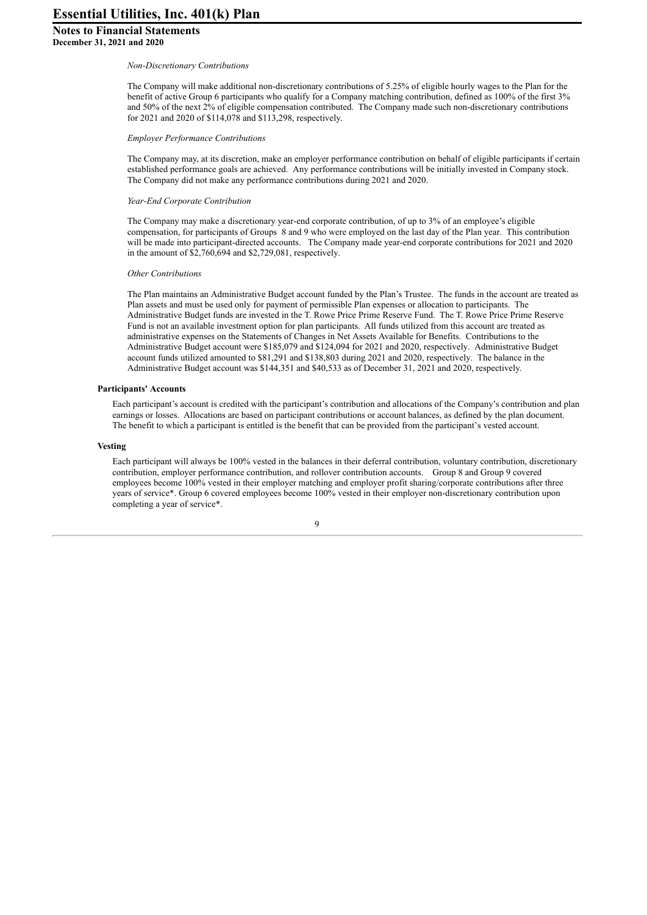*Non-Discretionary Contributions*

The Company will make additional non-discretionary contributions of 5.25% of eligible hourly wages to the Plan for the benefit of active Group 6 participants who qualify for a Company matching contribution, defined as 100% of the first 3% and 50% of the next 2% of eligible compensation contributed. The Company made such non-discretionary contributions for 2021 and 2020 of $114,078 and $113,298, respectively.

*Employer Performance Contributions*

The Company may, at its discretion, make an employer performance contribution on behalf of eligible participants if certain established performance goals are achieved. Any performance contributions will be initially invested in Company stock. The Company did not make any performance contributions during 2021 and 2020.

*Year-End Corporate Contribution*

The Company may make a discretionary year-end corporate contribution, of up to 3% of an employee's eligible compensation, for participants of Groups 8 and 9 who were employed on the last day of the Plan year. This contribution will be made into participant-directed accounts. The Company made year-end corporate contributions for 2021 and 2020 in the amount of $2,760,694 and $2,729,081, respectively.

*Other Contributions*

The Plan maintains an Administrative Budget account funded by the Plan's Trustee. The funds in the account are treated as Plan assets and must be used only for payment of permissible Plan expenses or allocation to participants. The Administrative Budget funds are invested in the T. Rowe Price Prime Reserve Fund. The T. Rowe Price Prime Reserve Fund is not an available investment option for plan participants. All funds utilized from this account are treated as administrative expenses on the Statements of Changes in Net Assets Available for Benefits. Contributions to the Administrative Budget account were $185,079 and $124,094 for 2021 and 2020, respectively. Administrative Budget account funds utilized amounted to $81,291 and $138,803 during 2021 and 2020, respectively. The balance in the Administrative Budget account was $144,351 and $40,533 as of December 31, 2021 and 2020, respectively.

**Participants' Accounts**

Each participant's account is credited with the participant's contribution and allocations of the Company's contribution and plan earnings or losses. Allocations are based on participant contributions or account balances, as defined by the plan document. The benefit to which a participant is entitled is the benefit that can be provided from the participant's vested account.

**Vesting**

Each participant will always be 100% vested in the balances in their deferral contribution, voluntary contribution, discretionary contribution, employer performance contribution, and rollover contribution accounts. Group 8 and Group 9 covered employees become 100% vested in their employer matching and employer profit sharing/corporate contributions after three years of service*. Group 6 covered employees become 100% vested in their employer non-discretionary contribution upon completing a year of service*.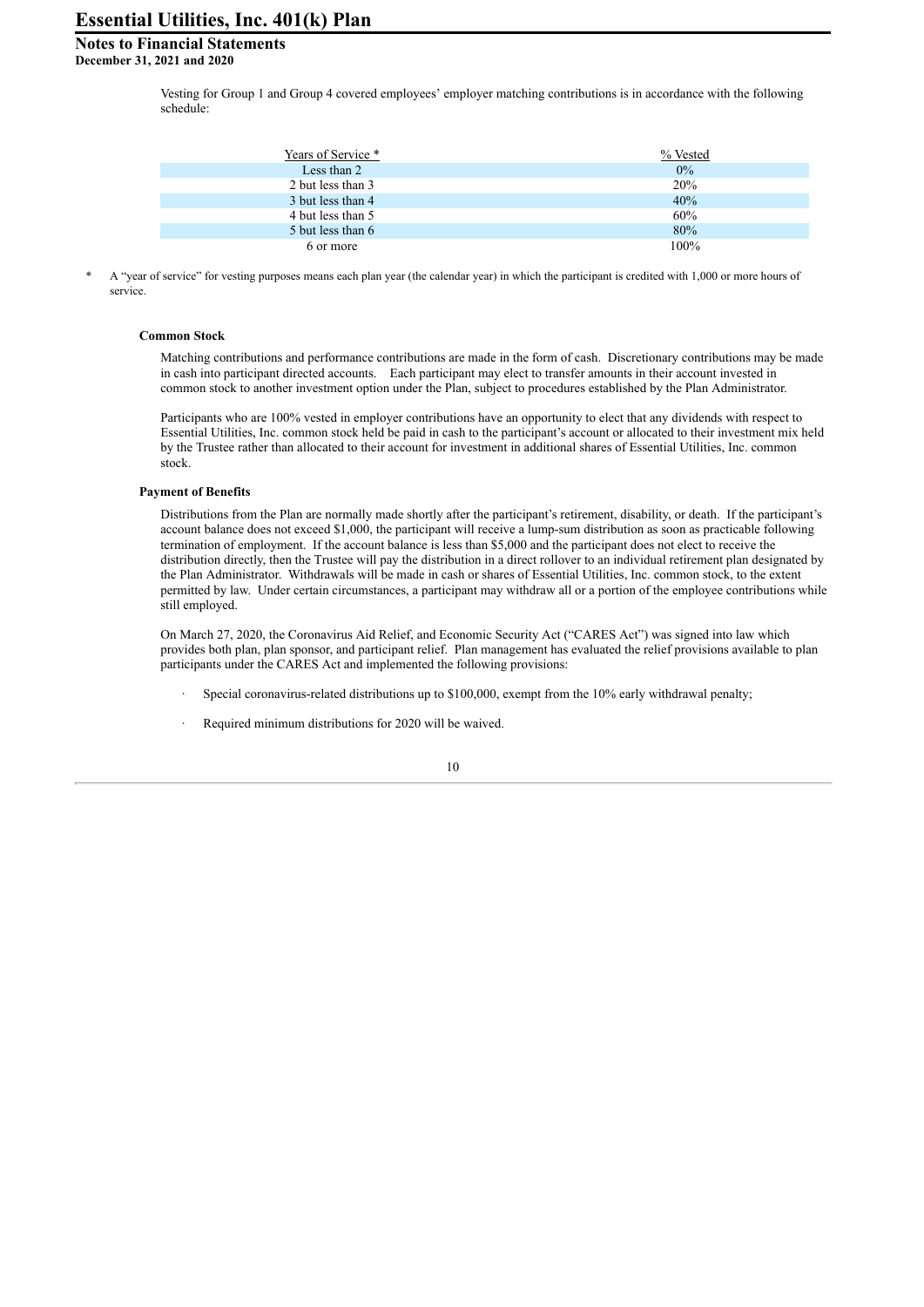Vesting for Group 1 and Group 4 covered employees' employer matching contributions is in accordance with the following schedule:

| Years of Service * | % Vested |
|---|---|
| Less than 2 | 0% |
| 2 but less than 3 | 20% |
| 3 but less than 4 | 40% |
| 4 but less than 5 | 60% |
| 5 but less than 6 | 80% |
| 6 or more | 100% |

\* A "year of service" for vesting purposes means each plan year (the calendar year) in which the participant is credited with 1,000 or more hours of service.

**Common Stock**

Matching contributions and performance contributions are made in the form of cash. Discretionary contributions may be made in cash into participant directed accounts. Each participant may elect to transfer amounts in their account invested in common stock to another investment option under the Plan, subject to procedures established by the Plan Administrator.

Participants who are 100% vested in employer contributions have an opportunity to elect that any dividends with respect to Essential Utilities, Inc. common stock held be paid in cash to the participant's account or allocated to their investment mix held by the Trustee rather than allocated to their account for investment in additional shares of Essential Utilities, Inc. common stock.

**Payment of Benefits**

Distributions from the Plan are normally made shortly after the participant's retirement, disability, or death. If the participant's account balance does not exceed $1,000, the participant will receive a lump-sum distribution as soon as practicable following termination of employment. If the account balance is less than $5,000 and the participant does not elect to receive the distribution directly, then the Trustee will pay the distribution in a direct rollover to an individual retirement plan designated by the Plan Administrator. Withdrawals will be made in cash or shares of Essential Utilities, Inc. common stock, to the extent permitted by law. Under certain circumstances, a participant may withdraw all or a portion of the employee contributions while still employed.

On March 27, 2020, the Coronavirus Aid Relief, and Economic Security Act ("CARES Act") was signed into law which provides both plan, plan sponsor, and participant relief. Plan management has evaluated the relief provisions available to plan participants under the CARES Act and implemented the following provisions:

- Special coronavirus-related distributions up to $100,000, exempt from the 10% early withdrawal penalty;
- Required minimum distributions for 2020 will be waived.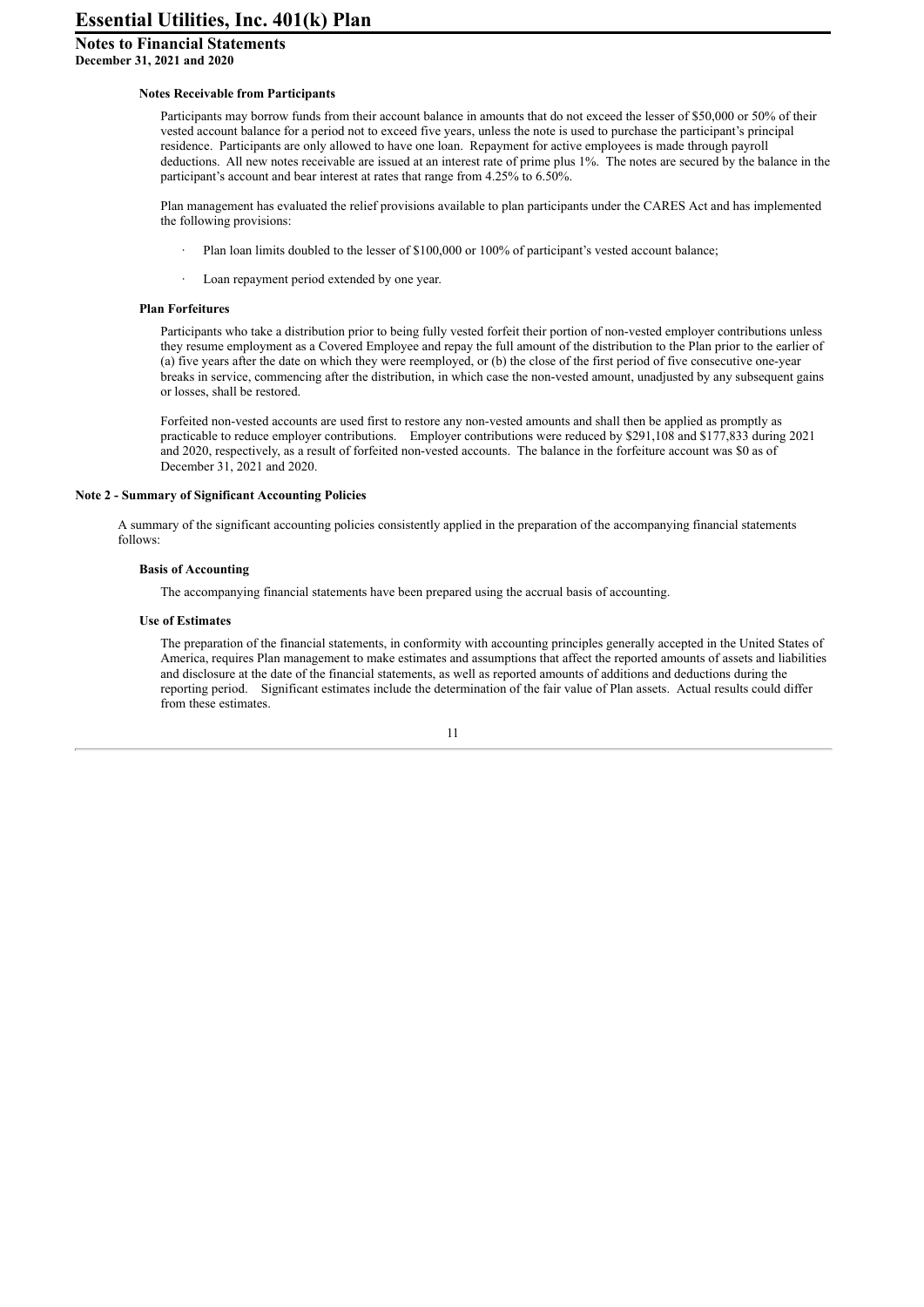#### Notes Receivable from Participants

Participants may borrow funds from their account balance in amounts that do not exceed the lesser of $50,000 or 50% of their vested account balance for a period not to exceed five years, unless the note is used to purchase the participant's principal residence. Participants are only allowed to have one loan. Repayment for active employees is made through payroll deductions. All new notes receivable are issued at an interest rate of prime plus 1%. The notes are secured by the balance in the participant's account and bear interest at rates that range from 4.25% to 6.50%.

Plan management has evaluated the relief provisions available to plan participants under the CARES Act and has implemented the following provisions:

- Plan loan limits doubled to the lesser of $100,000 or 100% of participant's vested account balance;
- Loan repayment period extended by one year.

#### Plan Forfeitures

Participants who take a distribution prior to being fully vested forfeit their portion of non-vested employer contributions unless they resume employment as a Covered Employee and repay the full amount of the distribution to the Plan prior to the earlier of (a) five years after the date on which they were reemployed, or (b) the close of the first period of five consecutive one-year breaks in service, commencing after the distribution, in which case the non-vested amount, unadjusted by any subsequent gains or losses, shall be restored.

Forfeited non-vested accounts are used first to restore any non-vested amounts and shall then be applied as promptly as practicable to reduce employer contributions. Employer contributions were reduced by $291,108 and $177,833 during 2021 and 2020, respectively, as a result of forfeited non-vested accounts. The balance in the forfeiture account was $0 as of December 31, 2021 and 2020.

### Note 2 - Summary of Significant Accounting Policies

A summary of the significant accounting policies consistently applied in the preparation of the accompanying financial statements follows:

#### Basis of Accounting

The accompanying financial statements have been prepared using the accrual basis of accounting.

#### Use of Estimates

The preparation of the financial statements, in conformity with accounting principles generally accepted in the United States of America, requires Plan management to make estimates and assumptions that affect the reported amounts of assets and liabilities and disclosure at the date of the financial statements, as well as reported amounts of additions and deductions during the reporting period. Significant estimates include the determination of the fair value of Plan assets. Actual results could differ from these estimates.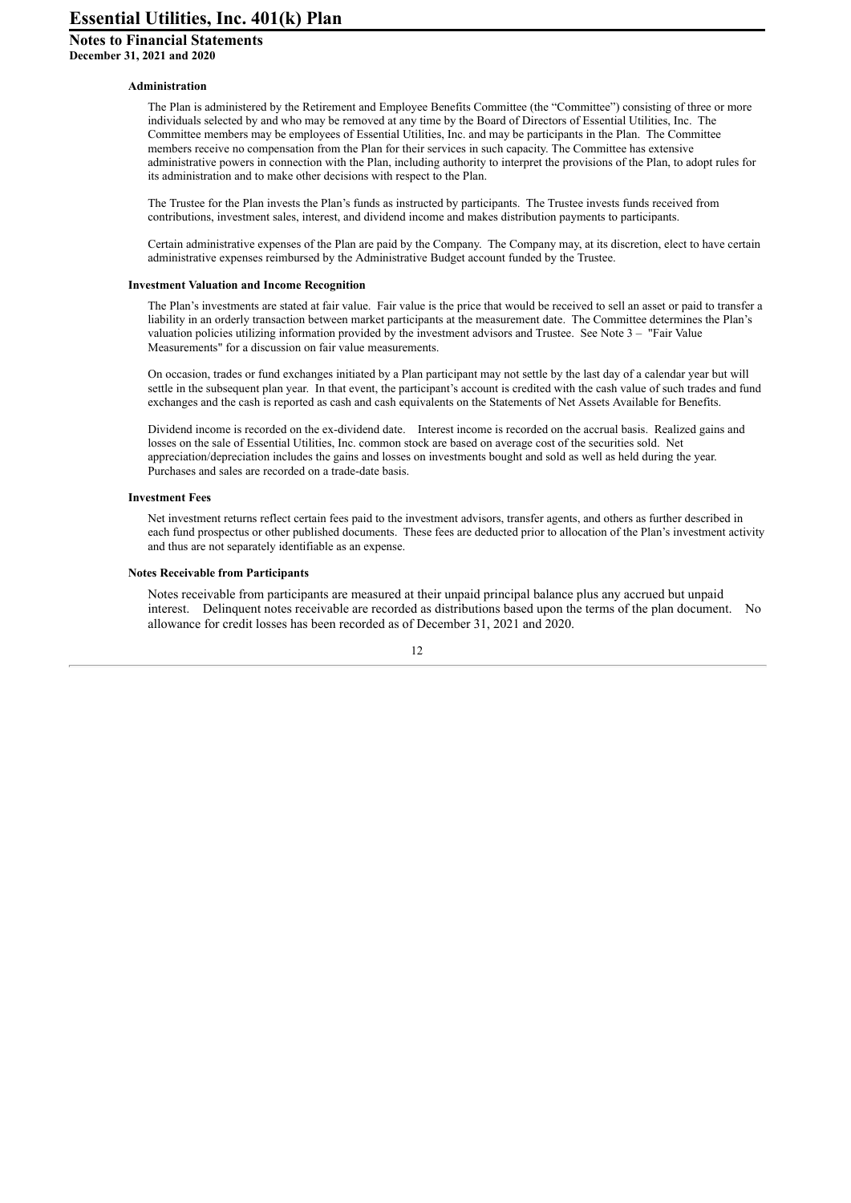### Administration

The Plan is administered by the Retirement and Employee Benefits Committee (the "Committee") consisting of three or more individuals selected by and who may be removed at any time by the Board of Directors of Essential Utilities, Inc. The Committee members may be employees of Essential Utilities, Inc. and may be participants in the Plan. The Committee members receive no compensation from the Plan for their services in such capacity. The Committee has extensive administrative powers in connection with the Plan, including authority to interpret the provisions of the Plan, to adopt rules for its administration and to make other decisions with respect to the Plan.

The Trustee for the Plan invests the Plan's funds as instructed by participants. The Trustee invests funds received from contributions, investment sales, interest, and dividend income and makes distribution payments to participants.

Certain administrative expenses of the Plan are paid by the Company. The Company may, at its discretion, elect to have certain administrative expenses reimbursed by the Administrative Budget account funded by the Trustee.

### Investment Valuation and Income Recognition

The Plan's investments are stated at fair value. Fair value is the price that would be received to sell an asset or paid to transfer a liability in an orderly transaction between market participants at the measurement date. The Committee determines the Plan's valuation policies utilizing information provided by the investment advisors and Trustee. See Note 3 – "Fair Value Measurements" for a discussion on fair value measurements.

On occasion, trades or fund exchanges initiated by a Plan participant may not settle by the last day of a calendar year but will settle in the subsequent plan year. In that event, the participant's account is credited with the cash value of such trades and fund exchanges and the cash is reported as cash and cash equivalents on the Statements of Net Assets Available for Benefits.

Dividend income is recorded on the ex-dividend date. Interest income is recorded on the accrual basis. Realized gains and losses on the sale of Essential Utilities, Inc. common stock are based on average cost of the securities sold. Net appreciation/depreciation includes the gains and losses on investments bought and sold as well as held during the year. Purchases and sales are recorded on a trade-date basis.

### Investment Fees

Net investment returns reflect certain fees paid to the investment advisors, transfer agents, and others as further described in each fund prospectus or other published documents. These fees are deducted prior to allocation of the Plan's investment activity and thus are not separately identifiable as an expense.

### Notes Receivable from Participants

Notes receivable from participants are measured at their unpaid principal balance plus any accrued but unpaid interest. Delinquent notes receivable are recorded as distributions based upon the terms of the plan document. No allowance for credit losses has been recorded as of December 31, 2021 and 2020.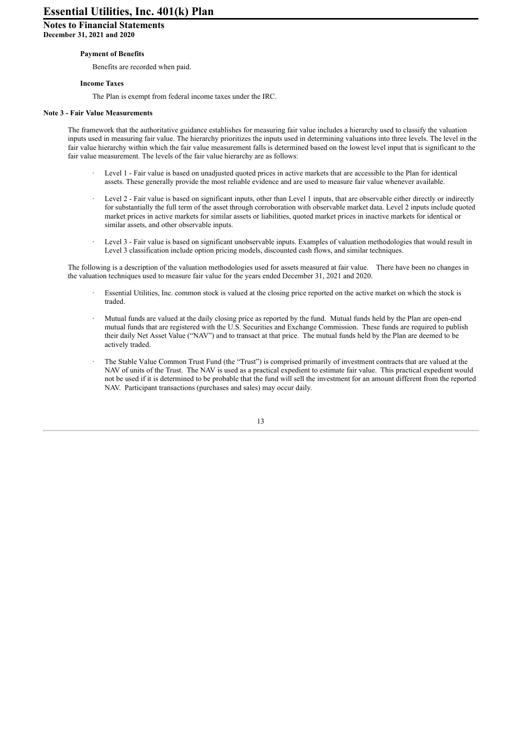**Payment of Benefits**

Benefits are recorded when paid.

**Income Taxes**

The Plan is exempt from federal income taxes under the IRC.

**Note 3 - Fair Value Measurements**

The framework that the authoritative guidance establishes for measuring fair value includes a hierarchy used to classify the valuation inputs used in measuring fair value. The hierarchy prioritizes the inputs used in determining valuations into three levels. The level in the fair value hierarchy within which the fair value measurement falls is determined based on the lowest level input that is significant to the fair value measurement. The levels of the fair value hierarchy are as follows:

- Level 1 - Fair value is based on unadjusted quoted prices in active markets that are accessible to the Plan for identical assets. These generally provide the most reliable evidence and are used to measure fair value whenever available.
- Level 2 - Fair value is based on significant inputs, other than Level 1 inputs, that are observable either directly or indirectly for substantially the full term of the asset through corroboration with observable market data. Level 2 inputs include quoted market prices in active markets for similar assets or liabilities, quoted market prices in inactive markets for identical or similar assets, and other observable inputs.
- Level 3 - Fair value is based on significant unobservable inputs. Examples of valuation methodologies that would result in Level 3 classification include option pricing models, discounted cash flows, and similar techniques.

The following is a description of the valuation methodologies used for assets measured at fair value. There have been no changes in the valuation techniques used to measure fair value for the years ended December 31, 2021 and 2020.

- Essential Utilities, Inc. common stock is valued at the closing price reported on the active market on which the stock is traded.
- Mutual funds are valued at the daily closing price as reported by the fund. Mutual funds held by the Plan are open-end mutual funds that are registered with the U.S. Securities and Exchange Commission. These funds are required to publish their daily Net Asset Value ("NAV") and to transact at that price. The mutual funds held by the Plan are deemed to be actively traded.
- The Stable Value Common Trust Fund (the "Trust") is comprised primarily of investment contracts that are valued at the NAV of units of the Trust. The NAV is used as a practical expedient to estimate fair value. This practical expedient would not be used if it is determined to be probable that the fund will sell the investment for an amount different from the reported NAV. Participant transactions (purchases and sales) may occur daily.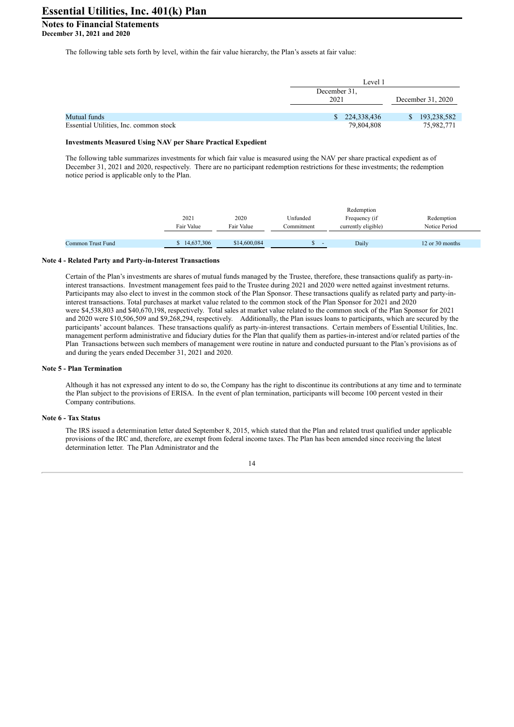The following table sets forth by level, within the fair value hierarchy, the Plan's assets at fair value:

| | Level 1 | |
|---|---|---|
| | December 31, 2021 | December 31, 2020 |
| Mutual funds | $ 224,338,436 | $ 193,238,582 |
| Essential Utilities, Inc. common stock | 79,804,808 | 75,982,771 |

**Investments Measured Using NAV per Share Practical Expedient**

The following table summarizes investments for which fair value is measured using the NAV per share practical expedient as of December 31, 2021 and 2020, respectively. There are no participant redemption restrictions for these investments; the redemption notice period is applicable only to the Plan.

| | 2021 Fair Value | 2020 Fair Value | Unfunded Commitment | Redemption Frequency (if currently eligible) | Redemption Notice Period |
|---|---|---|---|---|---|
| Common Trust Fund | $ 14,637,306 | $14,600,084 | $ - | Daily | 12 or 30 months |

**Note 4 - Related Party and Party-in-Interest Transactions**

Certain of the Plan's investments are shares of mutual funds managed by the Trustee, therefore, these transactions qualify as party-in-interest transactions. Investment management fees paid to the Trustee during 2021 and 2020 were netted against investment returns. Participants may also elect to invest in the common stock of the Plan Sponsor. These transactions qualify as related party and party-in-interest transactions. Total purchases at market value related to the common stock of the Plan Sponsor for 2021 and 2020 were $4,538,803 and $40,670,198, respectively. Total sales at market value related to the common stock of the Plan Sponsor for 2021 and 2020 were $10,506,509 and $9,268,294, respectively. Additionally, the Plan issues loans to participants, which are secured by the participants' account balances. These transactions qualify as party-in-interest transactions. Certain members of Essential Utilities, Inc. management perform administrative and fiduciary duties for the Plan that qualify them as parties-in-interest and/or related parties of the Plan Transactions between such members of management were routine in nature and conducted pursuant to the Plan's provisions as of and during the years ended December 31, 2021 and 2020.

**Note 5 - Plan Termination**

Although it has not expressed any intent to do so, the Company has the right to discontinue its contributions at any time and to terminate the Plan subject to the provisions of ERISA. In the event of plan termination, participants will become 100 percent vested in their Company contributions.

**Note 6 - Tax Status**

The IRS issued a determination letter dated September 8, 2015, which stated that the Plan and related trust qualified under applicable provisions of the IRC and, therefore, are exempt from federal income taxes. The Plan has been amended since receiving the latest determination letter. The Plan Administrator and the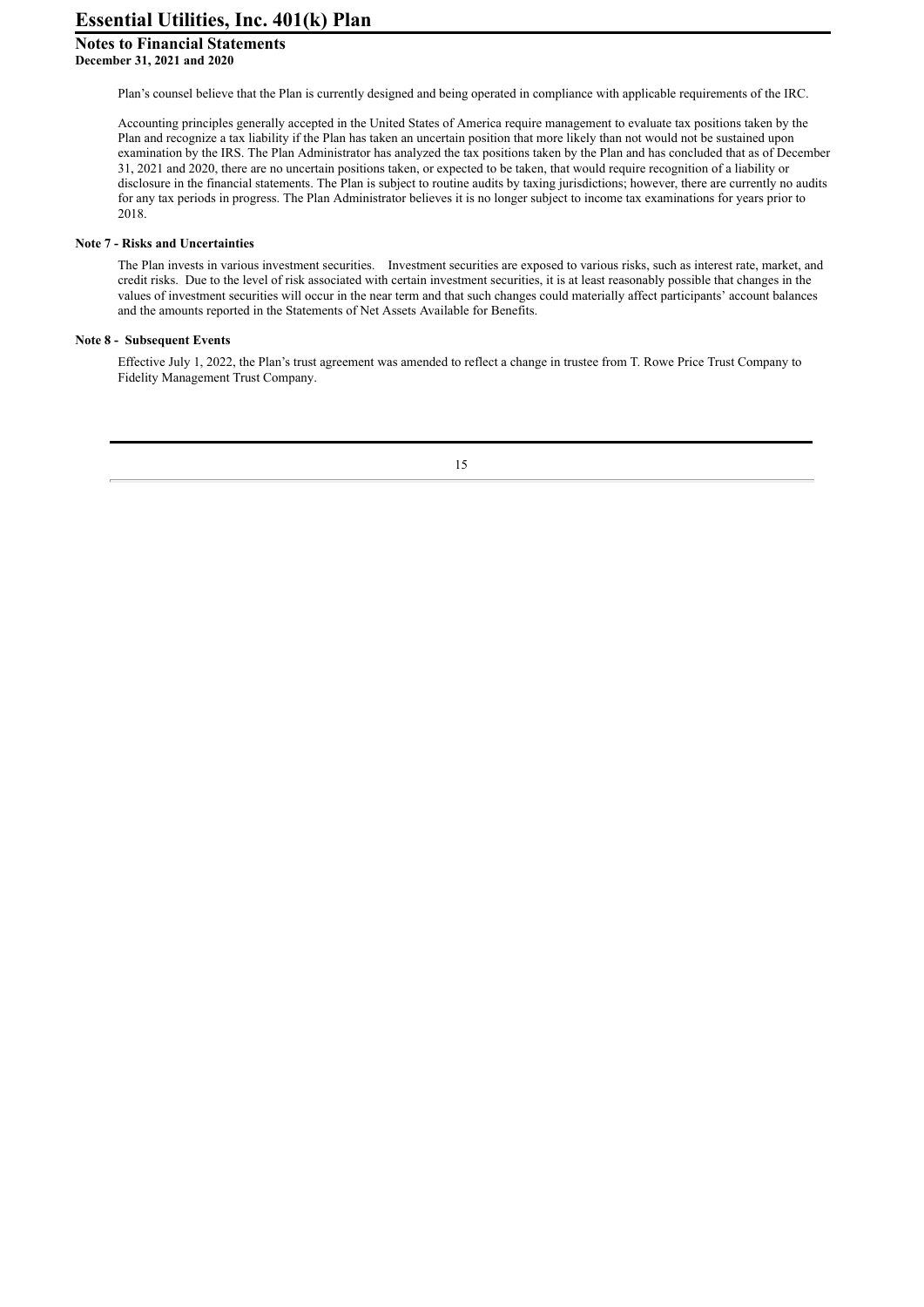Plan’s counsel believe that the Plan is currently designed and being operated in compliance with applicable requirements of the IRC.

Accounting principles generally accepted in the United States of America require management to evaluate tax positions taken by the Plan and recognize a tax liability if the Plan has taken an uncertain position that more likely than not would not be sustained upon examination by the IRS. The Plan Administrator has analyzed the tax positions taken by the Plan and has concluded that as of December 31, 2021 and 2020, there are no uncertain positions taken, or expected to be taken, that would require recognition of a liability or disclosure in the financial statements. The Plan is subject to routine audits by taxing jurisdictions; however, there are currently no audits for any tax periods in progress. The Plan Administrator believes it is no longer subject to income tax examinations for years prior to 2018.

**Note 7 - Risks and Uncertainties**

The Plan invests in various investment securities. Investment securities are exposed to various risks, such as interest rate, market, and credit risks. Due to the level of risk associated with certain investment securities, it is at least reasonably possible that changes in the values of investment securities will occur in the near term and that such changes could materially affect participants’ account balances and the amounts reported in the Statements of Net Assets Available for Benefits.

**Note 8 - Subsequent Events**

Effective July 1, 2022, the Plan’s trust agreement was amended to reflect a change in trustee from T. Rowe Price Trust Company to Fidelity Management Trust Company.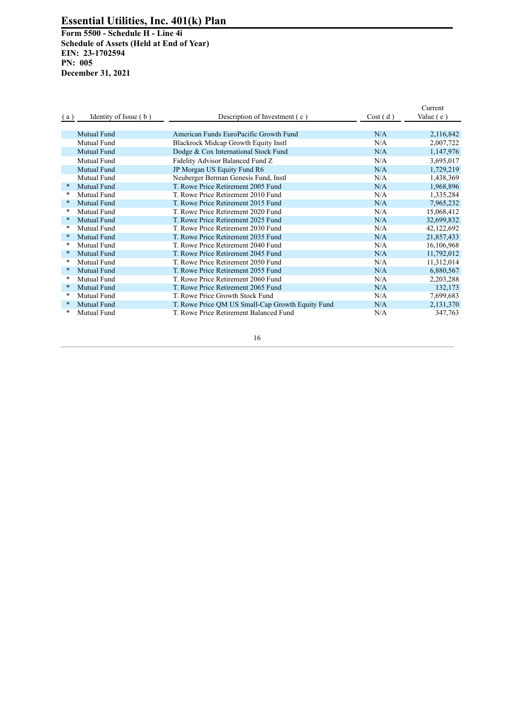# Essential Utilities, Inc. 401(k) Plan

**Form 5500 - Schedule H - Line 4i**
**Schedule of Assets (Held at End of Year)**
**EIN: 23-1702594**
**PN: 005**
**December 31, 2021**

| ( a ) | Identity of Issue ( b ) | Description of Investment ( c ) | Cost ( d ) | Current Value ( e ) |
|---|---|---|---|---|
| | Mutual Fund | American Funds EuroPacific Growth Fund | N/A | 2,116,842 |
| | Mutual Fund | Blackrock Midcap Growth Equity Instl | N/A | 2,007,722 |
| | Mutual Fund | Dodge & Cox International Stock Fund | N/A | 1,147,976 |
| | Mutual Fund | Fidelity Advisor Balanced Fund Z | N/A | 3,695,017 |
| | Mutual Fund | JP Morgan US Equity Fund R6 | N/A | 1,729,219 |
| | Mutual Fund | Neuberger Berman Genesis Fund, Instl | N/A | 1,438,369 |
| * | Mutual Fund | T. Rowe Price Retirement 2005 Fund | N/A | 1,968,896 |
| * | Mutual Fund | T. Rowe Price Retirement 2010 Fund | N/A | 1,335,284 |
| * | Mutual Fund | T. Rowe Price Retirement 2015 Fund | N/A | 7,965,232 |
| * | Mutual Fund | T. Rowe Price Retirement 2020 Fund | N/A | 15,068,412 |
| * | Mutual Fund | T. Rowe Price Retirement 2025 Fund | N/A | 32,699,832 |
| * | Mutual Fund | T. Rowe Price Retirement 2030 Fund | N/A | 42,122,692 |
| * | Mutual Fund | T. Rowe Price Retirement 2035 Fund | N/A | 21,857,433 |
| * | Mutual Fund | T. Rowe Price Retirement 2040 Fund | N/A | 16,106,968 |
| * | Mutual Fund | T. Rowe Price Retirement 2045 Fund | N/A | 11,792,012 |
| * | Mutual Fund | T. Rowe Price Retirement 2050 Fund | N/A | 11,312,014 |
| * | Mutual Fund | T. Rowe Price Retirement 2055 Fund | N/A | 6,880,567 |
| * | Mutual Fund | T. Rowe Price Retirement 2060 Fund | N/A | 2,203,288 |
| * | Mutual Fund | T. Rowe Price Retirement 2065 Fund | N/A | 132,173 |
| * | Mutual Fund | T. Rowe Price Growth Stock Fund | N/A | 7,699,683 |
| * | Mutual Fund | T. Rowe Price QM US Small-Cap Growth Equity Fund | N/A | 2,131,370 |
| * | Mutual Fund | T. Rowe Price Retirement Balanced Fund | N/A | 347,763 |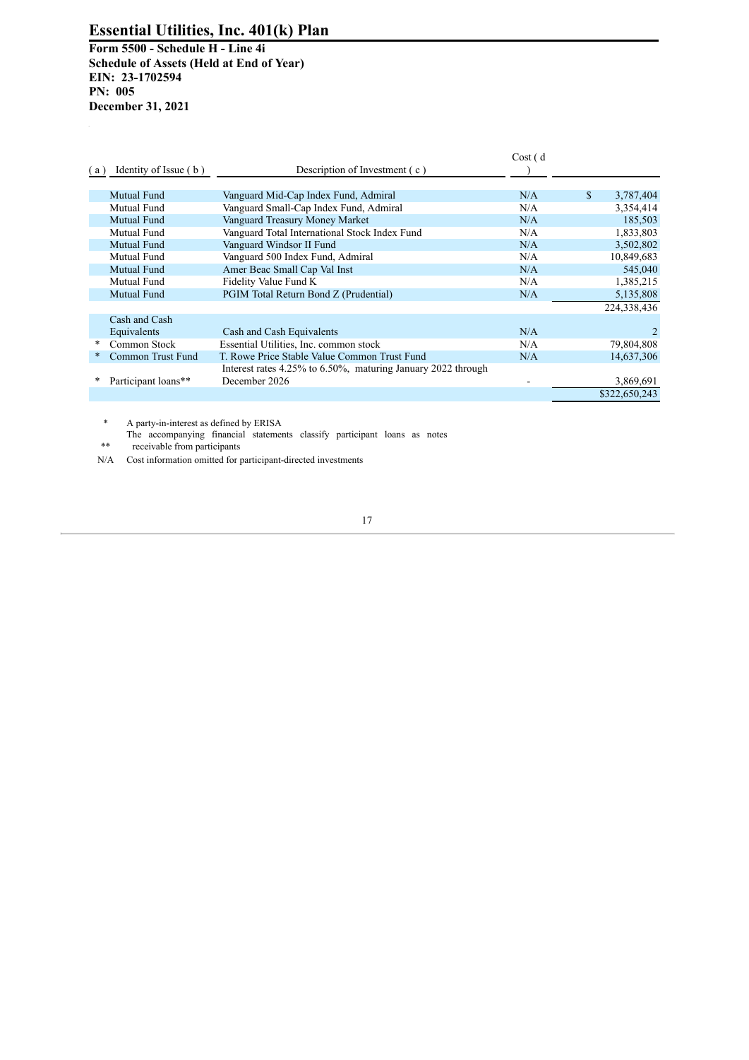**Essential Utilities, Inc. 401(k) Plan**

**Form 5500 - Schedule H - Line 4i**
**Schedule of Assets (Held at End of Year)**
**EIN: 23-1702594**
**PN: 005**
**December 31, 2021**

| ( a ) | Identity of Issue ( b ) | Description of Investment ( c ) | Cost ( d ) | |
|---|---|---|---|---|
| | Mutual Fund | Vanguard Mid-Cap Index Fund, Admiral | N/A | $ 3,787,404 |
| | Mutual Fund | Vanguard Small-Cap Index Fund, Admiral | N/A | 3,354,414 |
| | Mutual Fund | Vanguard Treasury Money Market | N/A | 185,503 |
| | Mutual Fund | Vanguard Total International Stock Index Fund | N/A | 1,833,803 |
| | Mutual Fund | Vanguard Windsor II Fund | N/A | 3,502,802 |
| | Mutual Fund | Vanguard 500 Index Fund, Admiral | N/A | 10,849,683 |
| | Mutual Fund | Amer Beac Small Cap Val Inst | N/A | 545,040 |
| | Mutual Fund | Fidelity Value Fund K | N/A | 1,385,215 |
| | Mutual Fund | PGIM Total Return Bond Z (Prudential) | N/A | 5,135,808 |
| | | | | 224,338,436 |
| | Cash and Cash Equivalents | Cash and Cash Equivalents | N/A | 2 |
| * | Common Stock | Essential Utilities, Inc. common stock | N/A | 79,804,808 |
| * | Common Trust Fund | T. Rowe Price Stable Value Common Trust Fund | N/A | 14,637,306 |
| * | Participant loans** | Interest rates 4.25% to 6.50%, maturing January 2022 through December 2026 | - | 3,869,691 |
| | | | | $322,650,243 |

\* A party-in-interest as defined by ERISA

** The accompanying financial statements classify participant loans as notes receivable from participants

N/A Cost information omitted for participant-directed investments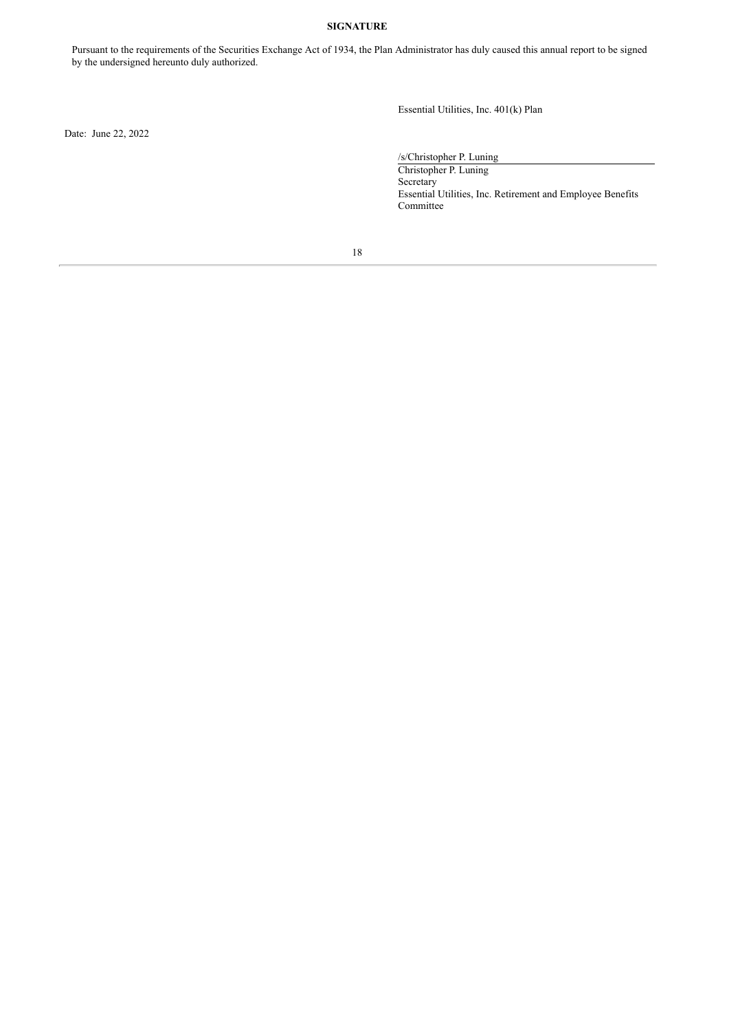## SIGNATURE

Pursuant to the requirements of the Securities Exchange Act of 1934, the Plan Administrator has duly caused this annual report to be signed by the undersigned hereunto duly authorized.

Essential Utilities, Inc. 401(k) Plan

Date: June 22, 2022

/s/Christopher P. Luning
Christopher P. Luning
Secretary
Essential Utilities, Inc. Retirement and Employee Benefits Committee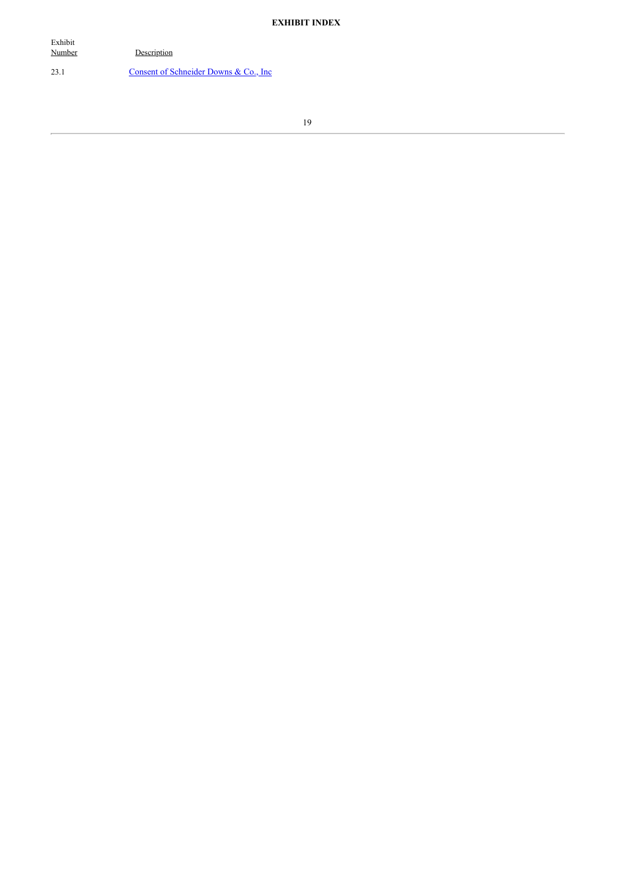**EXHIBIT INDEX**

| Exhibit Number | Description |
| --- | --- |
| 23.1 | Consent of Schneider Downs & Co., Inc |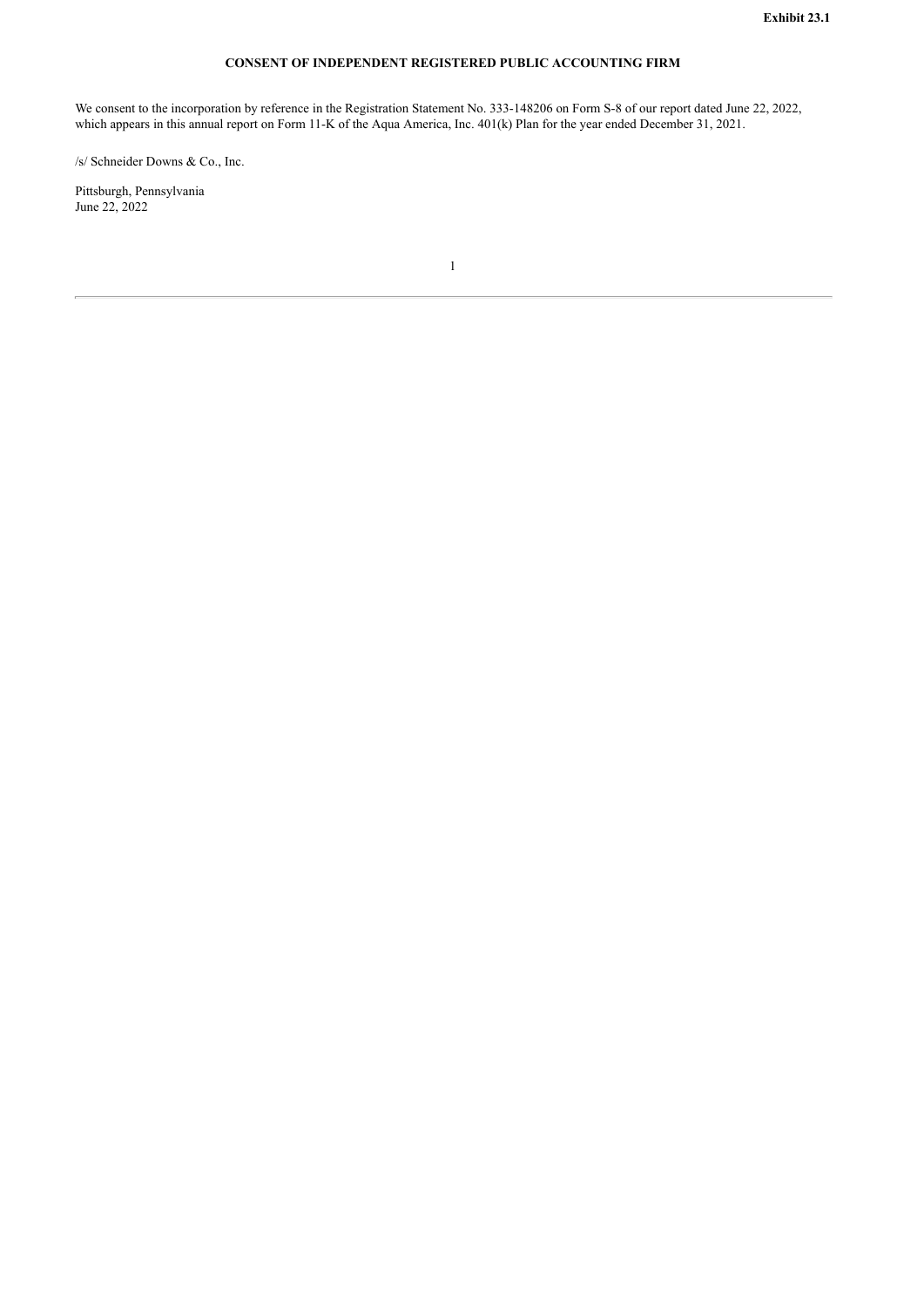**Exhibit 23.1**

**CONSENT OF INDEPENDENT REGISTERED PUBLIC ACCOUNTING FIRM**

We consent to the incorporation by reference in the Registration Statement No. 333-148206 on Form S-8 of our report dated June 22, 2022, which appears in this annual report on Form 11-K of the Aqua America, Inc. 401(k) Plan for the year ended December 31, 2021.

/s/ Schneider Downs & Co., Inc.

Pittsburgh, Pennsylvania
June 22, 2022